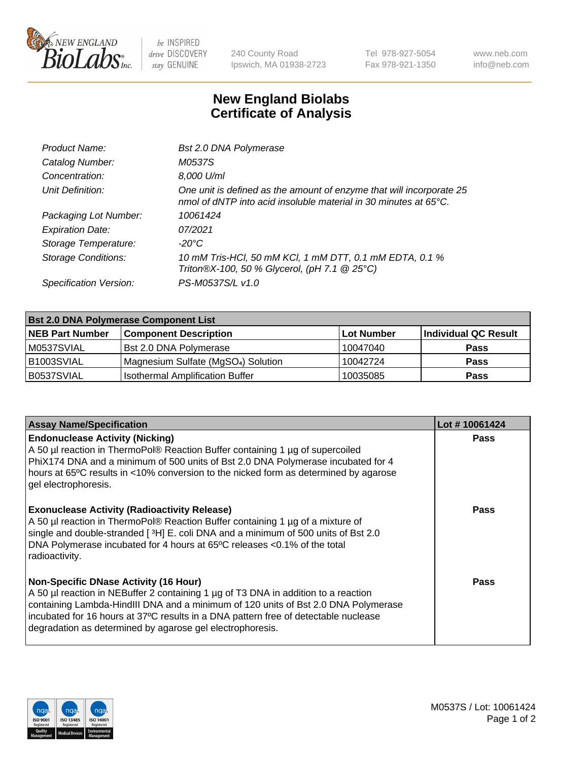# New England Biolabs Certificate of Analysis

| | |
|---|---|
| *Product Name:* | *Bst 2.0 DNA Polymerase* |
| *Catalog Number:* | *M0537S* |
| *Concentration:* | *8,000 U/ml* |
| *Unit Definition:* | *One unit is defined as the amount of enzyme that will incorporate 25 nmol of dNTP into acid insoluble material in 30 minutes at 65°C.* |
| *Packaging Lot Number:* | *10061424* |
| *Expiration Date:* | *07/2021* |
| *Storage Temperature:* | *-20°C* |
| *Storage Conditions:* | *10 mM Tris-HCl, 50 mM KCl, 1 mM DTT, 0.1 mM EDTA, 0.1 % Triton®X-100, 50 % Glycerol, (pH 7.1 @ 25°C)* |
| *Specification Version:* | *PS-M0537S/L v1.0* |

| **Bst 2.0 DNA Polymerase Component List** | | | |
|---|---|---|---|
| **NEB Part Number** | **Component Description** | **Lot Number** | **Individual QC Result** |
| M0537SVIAL | Bst 2.0 DNA Polymerase | 10047040 | **Pass** |
| B1003SVIAL | Magnesium Sulfate ($MgSO_4$) Solution | 10042724 | **Pass** |
| B0537SVIAL | Isothermal Amplification Buffer | 10035085 | **Pass** |

| **Assay Name/Specification** | **Lot # 10061424** |
|---|---|
| **Endonuclease Activity (Nicking)**<br>A 50 µl reaction in ThermoPol® Reaction Buffer containing 1 µg of supercoiled PhiX174 DNA and a minimum of 500 units of Bst 2.0 DNA Polymerase incubated for 4 hours at 65ºC results in <10% conversion to the nicked form as determined by agarose gel electrophoresis. | **Pass** |
| **Exonuclease Activity (Radioactivity Release)**<br>A 50 µl reaction in ThermoPol® Reaction Buffer containing 1 µg of a mixture of single and double-stranded [ $^3$H] E. coli DNA and a minimum of 500 units of Bst 2.0 DNA Polymerase incubated for 4 hours at 65ºC releases <0.1% of the total radioactivity. | **Pass** |
| **Non-Specific DNase Activity (16 Hour)**<br>A 50 µl reaction in NEBuffer 2 containing 1 µg of T3 DNA in addition to a reaction containing Lambda-HindIII DNA and a minimum of 120 units of Bst 2.0 DNA Polymerase incubated for 16 hours at 37ºC results in a DNA pattern free of detectable nuclease degradation as determined by agarose gel electrophoresis. | **Pass** |

M0537S / Lot: 10061424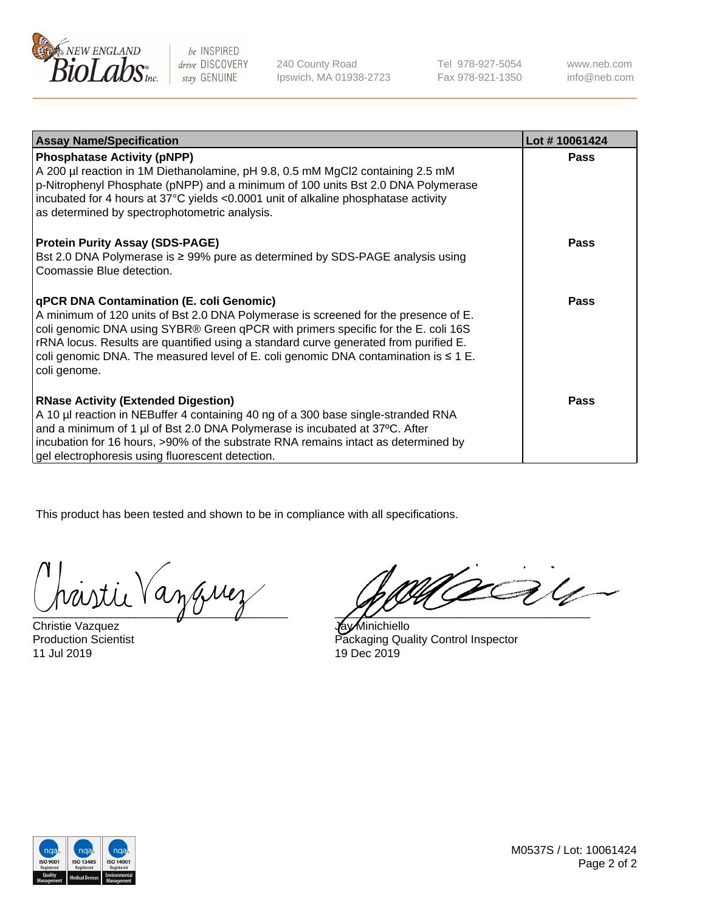| Assay Name/Specification | Lot # 10061424 |
|---|---|
| **Phosphatase Activity (pNPP)**<br>A 200 µl reaction in 1M Diethanolamine, pH 9.8, 0.5 mM $MgCl_2$ containing 2.5 mM p-Nitrophenyl Phosphate (pNPP) and a minimum of 100 units Bst 2.0 DNA Polymerase incubated for 4 hours at 37°C yields <0.0001 unit of alkaline phosphatase activity as determined by spectrophotometric analysis. | **Pass** |
| **Protein Purity Assay (SDS-PAGE)**<br>Bst 2.0 DNA Polymerase is ≥ 99% pure as determined by SDS-PAGE analysis using Coomassie Blue detection. | **Pass** |
| **qPCR DNA Contamination (E. coli Genomic)**<br>A minimum of 120 units of Bst 2.0 DNA Polymerase is screened for the presence of E. coli genomic DNA using SYBR® Green qPCR with primers specific for the E. coli 16S rRNA locus. Results are quantified using a standard curve generated from purified E. coli genomic DNA. The measured level of E. coli genomic DNA contamination is ≤ 1 E. coli genome. | **Pass** |
| **RNase Activity (Extended Digestion)**<br>A 10 µl reaction in NEBuffer 4 containing 40 ng of a 300 base single-stranded RNA and a minimum of 1 µl of Bst 2.0 DNA Polymerase is incubated at 37ºC. After incubation for 16 hours, >90% of the substrate RNA remains intact as determined by gel electrophoresis using fluorescent detection. | **Pass** |

This product has been tested and shown to be in compliance with all specifications.

Christie Vazquez
Production Scientist
11 Jul 2019

Jay Minichiello
Packaging Quality Control Inspector
19 Dec 2019

M0537S / Lot: 10061424